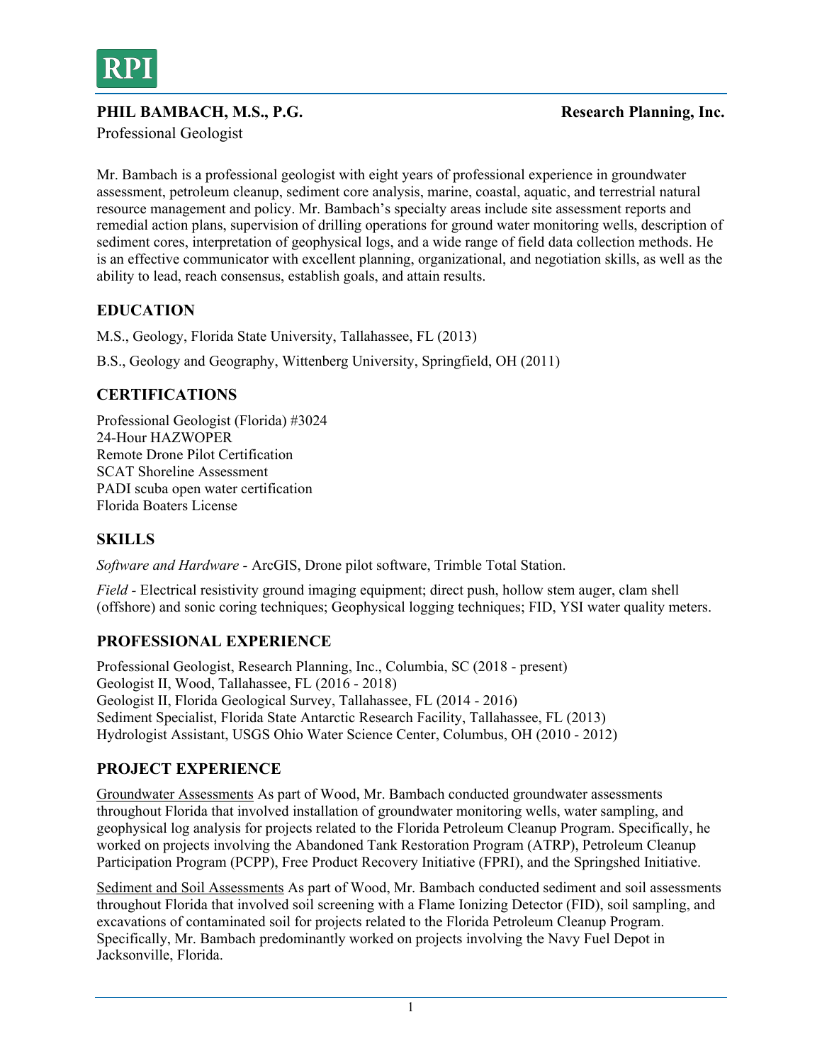RPI

**PHIL BAMBACH, M.S., P.G.** **Research Planning, Inc.**

Professional Geologist

Mr. Bambach is a professional geologist with eight years of professional experience in groundwater assessment, petroleum cleanup, sediment core analysis, marine, coastal, aquatic, and terrestrial natural resource management and policy. Mr. Bambach's specialty areas include site assessment reports and remedial action plans, supervision of drilling operations for ground water monitoring wells, description of sediment cores, interpretation of geophysical logs, and a wide range of field data collection methods. He is an effective communicator with excellent planning, organizational, and negotiation skills, as well as the ability to lead, reach consensus, establish goals, and attain results.

## EDUCATION

M.S., Geology, Florida State University, Tallahassee, FL (2013)

B.S., Geology and Geography, Wittenberg University, Springfield, OH (2011)

## CERTIFICATIONS

Professional Geologist (Florida) #3024
24-Hour HAZWOPER
Remote Drone Pilot Certification
SCAT Shoreline Assessment
PADI scuba open water certification
Florida Boaters License

## SKILLS

*Software and Hardware* - ArcGIS, Drone pilot software, Trimble Total Station.

*Field* - Electrical resistivity ground imaging equipment; direct push, hollow stem auger, clam shell (offshore) and sonic coring techniques; Geophysical logging techniques; FID, YSI water quality meters.

## PROFESSIONAL EXPERIENCE

Professional Geologist, Research Planning, Inc., Columbia, SC (2018 - present)
Geologist II, Wood, Tallahassee, FL (2016 - 2018)
Geologist II, Florida Geological Survey, Tallahassee, FL (2014 - 2016)
Sediment Specialist, Florida State Antarctic Research Facility, Tallahassee, FL (2013)
Hydrologist Assistant, USGS Ohio Water Science Center, Columbus, OH (2010 - 2012)

## PROJECT EXPERIENCE

Groundwater Assessments As part of Wood, Mr. Bambach conducted groundwater assessments throughout Florida that involved installation of groundwater monitoring wells, water sampling, and geophysical log analysis for projects related to the Florida Petroleum Cleanup Program. Specifically, he worked on projects involving the Abandoned Tank Restoration Program (ATRP), Petroleum Cleanup Participation Program (PCPP), Free Product Recovery Initiative (FPRI), and the Springshed Initiative.

Sediment and Soil Assessments As part of Wood, Mr. Bambach conducted sediment and soil assessments throughout Florida that involved soil screening with a Flame Ionizing Detector (FID), soil sampling, and excavations of contaminated soil for projects related to the Florida Petroleum Cleanup Program. Specifically, Mr. Bambach predominantly worked on projects involving the Navy Fuel Depot in Jacksonville, Florida.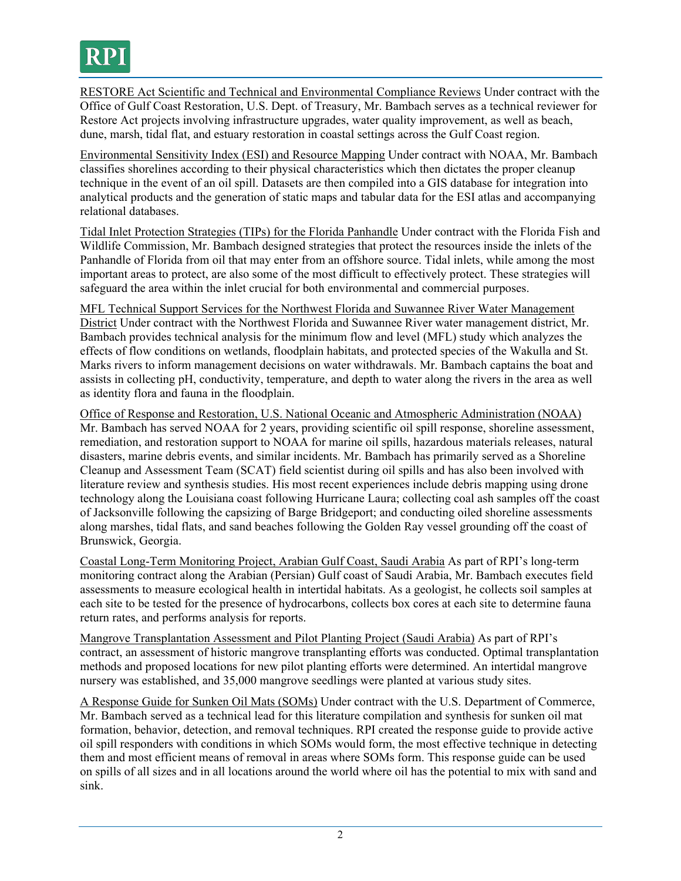RESTORE Act Scientific and Technical and Environmental Compliance Reviews Under contract with the Office of Gulf Coast Restoration, U.S. Dept. of Treasury, Mr. Bambach serves as a technical reviewer for Restore Act projects involving infrastructure upgrades, water quality improvement, as well as beach, dune, marsh, tidal flat, and estuary restoration in coastal settings across the Gulf Coast region.

Environmental Sensitivity Index (ESI) and Resource Mapping Under contract with NOAA, Mr. Bambach classifies shorelines according to their physical characteristics which then dictates the proper cleanup technique in the event of an oil spill. Datasets are then compiled into a GIS database for integration into analytical products and the generation of static maps and tabular data for the ESI atlas and accompanying relational databases.

Tidal Inlet Protection Strategies (TIPs) for the Florida Panhandle Under contract with the Florida Fish and Wildlife Commission, Mr. Bambach designed strategies that protect the resources inside the inlets of the Panhandle of Florida from oil that may enter from an offshore source. Tidal inlets, while among the most important areas to protect, are also some of the most difficult to effectively protect. These strategies will safeguard the area within the inlet crucial for both environmental and commercial purposes.

MFL Technical Support Services for the Northwest Florida and Suwannee River Water Management District Under contract with the Northwest Florida and Suwannee River water management district, Mr. Bambach provides technical analysis for the minimum flow and level (MFL) study which analyzes the effects of flow conditions on wetlands, floodplain habitats, and protected species of the Wakulla and St. Marks rivers to inform management decisions on water withdrawals. Mr. Bambach captains the boat and assists in collecting pH, conductivity, temperature, and depth to water along the rivers in the area as well as identity flora and fauna in the floodplain.

Office of Response and Restoration, U.S. National Oceanic and Atmospheric Administration (NOAA) Mr. Bambach has served NOAA for 2 years, providing scientific oil spill response, shoreline assessment, remediation, and restoration support to NOAA for marine oil spills, hazardous materials releases, natural disasters, marine debris events, and similar incidents. Mr. Bambach has primarily served as a Shoreline Cleanup and Assessment Team (SCAT) field scientist during oil spills and has also been involved with literature review and synthesis studies. His most recent experiences include debris mapping using drone technology along the Louisiana coast following Hurricane Laura; collecting coal ash samples off the coast of Jacksonville following the capsizing of Barge Bridgeport; and conducting oiled shoreline assessments along marshes, tidal flats, and sand beaches following the Golden Ray vessel grounding off the coast of Brunswick, Georgia.

Coastal Long-Term Monitoring Project, Arabian Gulf Coast, Saudi Arabia As part of RPI's long-term monitoring contract along the Arabian (Persian) Gulf coast of Saudi Arabia, Mr. Bambach executes field assessments to measure ecological health in intertidal habitats. As a geologist, he collects soil samples at each site to be tested for the presence of hydrocarbons, collects box cores at each site to determine fauna return rates, and performs analysis for reports.

Mangrove Transplantation Assessment and Pilot Planting Project (Saudi Arabia) As part of RPI's contract, an assessment of historic mangrove transplanting efforts was conducted. Optimal transplantation methods and proposed locations for new pilot planting efforts were determined. An intertidal mangrove nursery was established, and 35,000 mangrove seedlings were planted at various study sites.

A Response Guide for Sunken Oil Mats (SOMs) Under contract with the U.S. Department of Commerce, Mr. Bambach served as a technical lead for this literature compilation and synthesis for sunken oil mat formation, behavior, detection, and removal techniques. RPI created the response guide to provide active oil spill responders with conditions in which SOMs would form, the most effective technique in detecting them and most efficient means of removal in areas where SOMs form. This response guide can be used on spills of all sizes and in all locations around the world where oil has the potential to mix with sand and sink.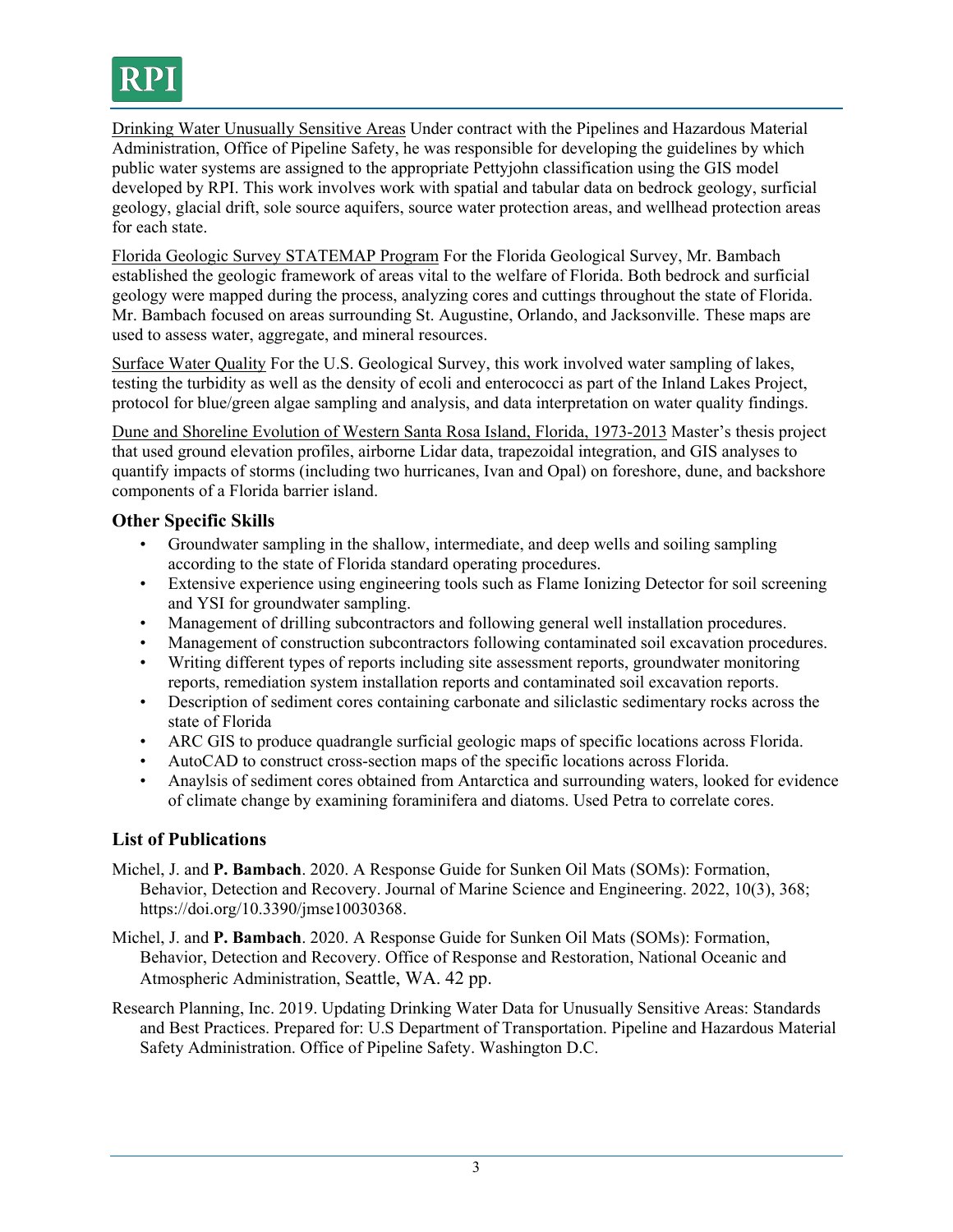Drinking Water Unusually Sensitive Areas Under contract with the Pipelines and Hazardous Material Administration, Office of Pipeline Safety, he was responsible for developing the guidelines by which public water systems are assigned to the appropriate Pettyjohn classification using the GIS model developed by RPI. This work involves work with spatial and tabular data on bedrock geology, surficial geology, glacial drift, sole source aquifers, source water protection areas, and wellhead protection areas for each state.

Florida Geologic Survey STATEMAP Program For the Florida Geological Survey, Mr. Bambach established the geologic framework of areas vital to the welfare of Florida. Both bedrock and surficial geology were mapped during the process, analyzing cores and cuttings throughout the state of Florida. Mr. Bambach focused on areas surrounding St. Augustine, Orlando, and Jacksonville. These maps are used to assess water, aggregate, and mineral resources.

Surface Water Quality For the U.S. Geological Survey, this work involved water sampling of lakes, testing the turbidity as well as the density of ecoli and enterococci as part of the Inland Lakes Project, protocol for blue/green algae sampling and analysis, and data interpretation on water quality findings.

Dune and Shoreline Evolution of Western Santa Rosa Island, Florida, 1973-2013 Master's thesis project that used ground elevation profiles, airborne Lidar data, trapezoidal integration, and GIS analyses to quantify impacts of storms (including two hurricanes, Ivan and Opal) on foreshore, dune, and backshore components of a Florida barrier island.

### Other Specific Skills

- Groundwater sampling in the shallow, intermediate, and deep wells and soiling sampling according to the state of Florida standard operating procedures.
- Extensive experience using engineering tools such as Flame Ionizing Detector for soil screening and YSI for groundwater sampling.
- Management of drilling subcontractors and following general well installation procedures.
- Management of construction subcontractors following contaminated soil excavation procedures.
- Writing different types of reports including site assessment reports, groundwater monitoring reports, remediation system installation reports and contaminated soil excavation reports.
- Description of sediment cores containing carbonate and siliclastic sedimentary rocks across the state of Florida
- ARC GIS to produce quadrangle surficial geologic maps of specific locations across Florida.
- AutoCAD to construct cross-section maps of the specific locations across Florida.
- Anaylsis of sediment cores obtained from Antarctica and surrounding waters, looked for evidence of climate change by examining foraminifera and diatoms. Used Petra to correlate cores.

### List of Publications

Michel, J. and **P. Bambach**. 2020. A Response Guide for Sunken Oil Mats (SOMs): Formation, Behavior, Detection and Recovery. Journal of Marine Science and Engineering. 2022, 10(3), 368; https://doi.org/10.3390/jmse10030368.

Michel, J. and **P. Bambach**. 2020. A Response Guide for Sunken Oil Mats (SOMs): Formation, Behavior, Detection and Recovery. Office of Response and Restoration, National Oceanic and Atmospheric Administration, Seattle, WA. 42 pp.

Research Planning, Inc. 2019. Updating Drinking Water Data for Unusually Sensitive Areas: Standards and Best Practices. Prepared for: U.S Department of Transportation. Pipeline and Hazardous Material Safety Administration. Office of Pipeline Safety. Washington D.C.